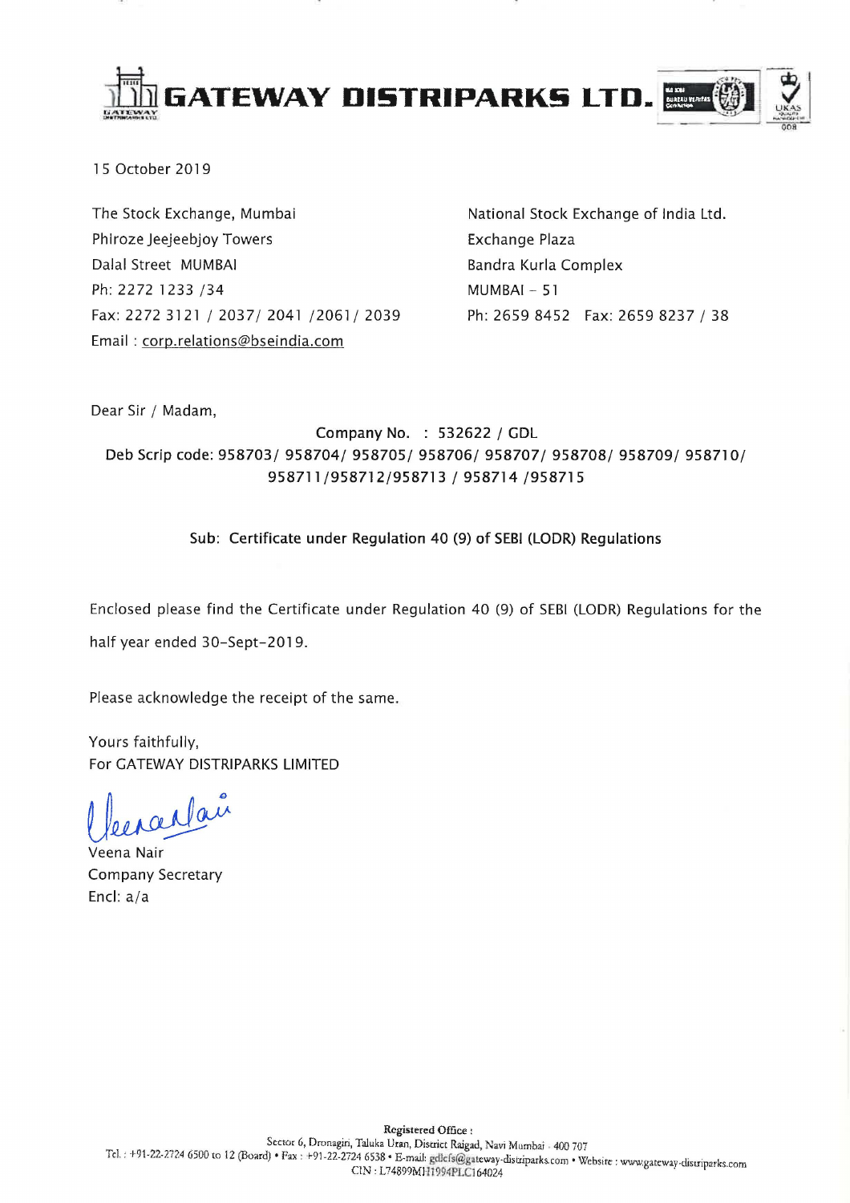# GATEWAY DISTRIPARKS LTD.

15 October 2019

The Stock Exchange, Mumbai
Phiroze Jeejeebjoy Towers
Dalal Street MUMBAI
Ph: 2272 1233 /34
Fax: 2272 3121 / 2037/ 2041 /2061/ 2039
Email : corp.relations@bseindia.com

National Stock Exchange of India Ltd.
Exchange Plaza
Bandra Kurla Complex
MUMBAI – 51
Ph: 2659 8452 Fax: 2659 8237 / 38

Dear Sir / Madam,

Company No. : 532622 / GDL
Deb Scrip code: 958703/ 958704/ 958705/ 958706/ 958707/ 958708/ 958709/ 958710/ 958711/958712/958713 / 958714 /958715

**Sub: Certificate under Regulation 40 (9) of SEBI (LODR) Regulations**

Enclosed please find the Certificate under Regulation 40 (9) of SEBI (LODR) Regulations for the half year ended 30-Sept-2019.

Please acknowledge the receipt of the same.

Yours faithfully,
For GATEWAY DISTRIPARKS LIMITED

Veena Nair
Company Secretary
Encl: a/a

Registered Office :
Sector 6, Dronagiri, Taluka Uran, District Raigad, Navi Mumbai - 400 707
Tel. : +91-22-2724 6500 to 12 (Board) • Fax : +91-22-2724 6538 • E-mail: gdlcfs@gateway-distriparks.com • Website : www.gateway-distriparks.com
CIN : L74899MH1994PLC164024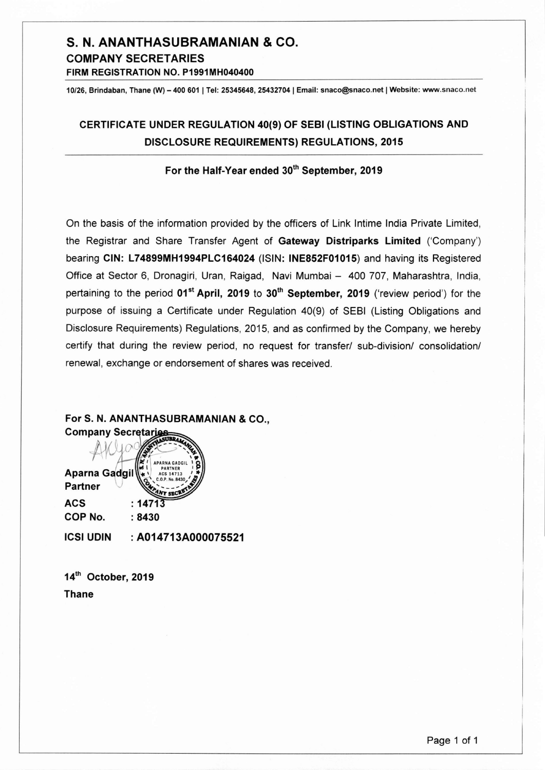# S. N. ANANTHASUBRAMANIAN & CO.

## COMPANY SECRETARIES

**FIRM REGISTRATION NO. P1991MH040400**

10/26, Brindaban, Thane (W) – 400 601 | Tel: 25345648, 25432704 | Email: snaco@snaco.net | Website: www.snaco.net

### CERTIFICATE UNDER REGULATION 40(9) OF SEBI (LISTING OBLIGATIONS AND DISCLOSURE REQUIREMENTS) REGULATIONS, 2015

**For the Half-Year ended 30th September, 2019**

On the basis of the information provided by the officers of Link Intime India Private Limited, the Registrar and Share Transfer Agent of **Gateway Distriparks Limited** ('Company') bearing **CIN: L74899MH1994PLC164024** (ISIN: **INE852F01015**) and having its Registered Office at Sector 6, Dronagiri, Uran, Raigad, Navi Mumbai – 400 707, Maharashtra, India, pertaining to the period **01st April, 2019** to **30th September, 2019** ('review period') for the purpose of issuing a Certificate under Regulation 40(9) of SEBI (Listing Obligations and Disclosure Requirements) Regulations, 2015, and as confirmed by the Company, we hereby certify that during the review period, no request for transfer/ sub-division/ consolidation/ renewal, exchange or endorsement of shares was received.

**For S. N. ANANTHASUBRAMANIAN & CO.,**
**Company Secretaries**

**Aparna Gadgil**
**Partner**

**ACS : 14713**
**COP No. : 8430**

**ICSI UDIN : A014713A000075521**

**14th October, 2019**
**Thane**